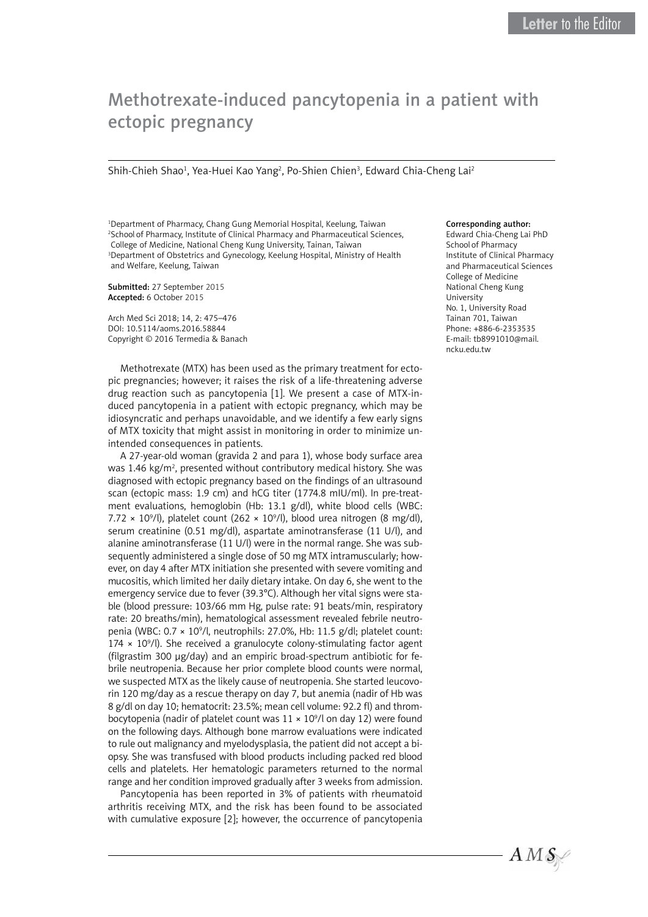Letter to the Editor

# Methotrexate-induced pancytopenia in a patient with ectopic pregnancy

Shih-Chieh Shao[1], Yea-Huei Kao Yang[2], Po-Shien Chien[3], Edward Chia-Cheng Lai[2]

[1]Department of Pharmacy, Chang Gung Memorial Hospital, Keelung, Taiwan
[2]School of Pharmacy, Institute of Clinical Pharmacy and Pharmaceutical Sciences, College of Medicine, National Cheng Kung University, Tainan, Taiwan
[3]Department of Obstetrics and Gynecology, Keelung Hospital, Ministry of Health and Welfare, Keelung, Taiwan

**Submitted:** 27 September 2015
**Accepted:** 6 October 2015

Arch Med Sci 2018; 14, 2: 475–476
DOI: 10.5114/aoms.2016.58844
Copyright © 2016 Termedia & Banach

**Corresponding author:**
Edward Chia-Cheng Lai PhD
School of Pharmacy
Institute of Clinical Pharmacy and Pharmaceutical Sciences
College of Medicine
National Cheng Kung University
No. 1, University Road
Tainan 701, Taiwan
Phone: +886-6-2353535
E-mail: tb8991010@mail.ncku.edu.tw

Methotrexate (MTX) has been used as the primary treatment for ectopic pregnancies; however; it raises the risk of a life-threatening adverse drug reaction such as pancytopenia [1]. We present a case of MTX-induced pancytopenia in a patient with ectopic pregnancy, which may be idiosyncratic and perhaps unavoidable, and we identify a few early signs of MTX toxicity that might assist in monitoring in order to minimize unintended consequences in patients.

A 27-year-old woman (gravida 2 and para 1), whose body surface area was 1.46 kg/m$^2$, presented without contributory medical history. She was diagnosed with ectopic pregnancy based on the findings of an ultrasound scan (ectopic mass: 1.9 cm) and hCG titer (1774.8 mIU/ml). In pre-treatment evaluations, hemoglobin (Hb: 13.1 g/dl), white blood cells (WBC: 7.72 × 10$^9$/l), platelet count (262 × 10$^9$/l), blood urea nitrogen (8 mg/dl), serum creatinine (0.51 mg/dl), aspartate aminotransferase (11 U/l), and alanine aminotransferase (11 U/l) were in the normal range. She was subsequently administered a single dose of 50 mg MTX intramuscularly; however, on day 4 after MTX initiation she presented with severe vomiting and mucositis, which limited her daily dietary intake. On day 6, she went to the emergency service due to fever (39.3°C). Although her vital signs were stable (blood pressure: 103/66 mm Hg, pulse rate: 91 beats/min, respiratory rate: 20 breaths/min), hematological assessment revealed febrile neutropenia (WBC: 0.7 × 10$^9$/l, neutrophils: 27.0%, Hb: 11.5 g/dl; platelet count: 174 × 10$^9$/l). She received a granulocyte colony-stimulating factor agent (filgrastim 300 µg/day) and an empiric broad-spectrum antibiotic for febrile neutropenia. Because her prior complete blood counts were normal, we suspected MTX as the likely cause of neutropenia. She started leucovorin 120 mg/day as a rescue therapy on day 7, but anemia (nadir of Hb was 8 g/dl on day 10; hematocrit: 23.5%; mean cell volume: 92.2 fl) and thrombocytopenia (nadir of platelet count was 11 × 10$^9$/l on day 12) were found on the following days. Although bone marrow evaluations were indicated to rule out malignancy and myelodysplasia, the patient did not accept a biopsy. She was transfused with blood products including packed red blood cells and platelets. Her hematologic parameters returned to the normal range and her condition improved gradually after 3 weeks from admission.

Pancytopenia has been reported in 3% of patients with rheumatoid arthritis receiving MTX, and the risk has been found to be associated with cumulative exposure [2]; however, the occurrence of pancytopenia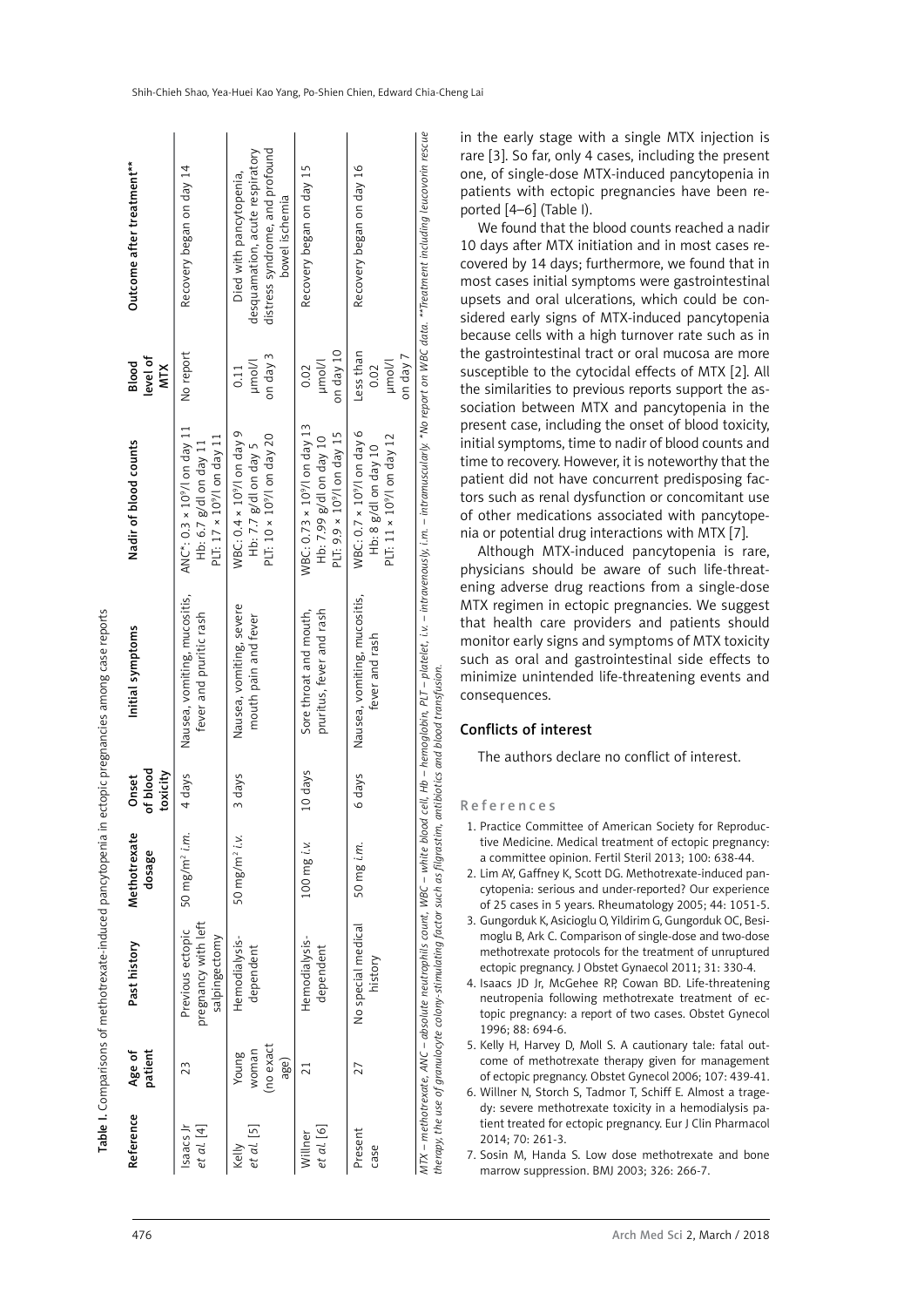Table I. Comparisons of methotrexate-induced pancytopenia in ectopic pregnancies among case reports

| Reference | Age of patient | Past history | Methotrexate dosage | Onset of blood toxicity | Initial symptoms | Nadir of blood counts | Blood level of MTX | Outcome after treatment** |
|---|---|---|---|---|---|---|---|---|
| Isaacs Jr *et al.* [4] | 23 | Previous ectopic pregnancy with left salpingectomy | 50 mg/m² *i.m.* | 4 days | Nausea, vomiting, mucositis, fever and pruritic rash | ANC*: 0.3 × 10⁹/l on day 11<br>Hb: 6.7 g/dl on day 11<br>PLT: 17 × 10⁹/l on day 11 | No report | Recovery began on day 14 |
| Kelly *et al.* [5] | Young woman (no exact age) | Hemodialysis-dependent | 50 mg/m² *i.v.* | 3 days | Nausea, vomiting, severe mouth pain and fever | WBC: 0.4 × 10⁹/l on day 9<br>Hb: 7.7 g/dl on day 5<br>PLT: 10 × 10⁹/l on day 20 | 0.11 µmol/l on day 3 | Died with pancytopenia, desquamation, acute respiratory distress syndrome, and profound bowel ischemia |
| Willner *et al.* [6] | 21 | Hemodialysis-dependent | 100 mg *i.v.* | 10 days | Sore throat and mouth, pruritus, fever and rash | WBC: 0.73 × 10⁹/l on day 13<br>Hb: 7.99 g/dl on day 10<br>PLT: 9.9 × 10⁹/l on day 15 | 0.02 µmol/l on day 10 | Recovery began on day 15 |
| Present case | 27 | No special medical history | 50 mg *i.m.* | 6 days | Nausea, vomiting, mucositis, fever and rash | WBC: 0.7 × 10⁹/l on day 6<br>Hb: 8 g/dl on day 10<br>PLT: 11 × 10⁹/l on day 12 | Less than 0.02 µmol/l on day 7 | Recovery began on day 16 |

*MTX – methotrexate, ANC – absolute neutrophils count, WBC – white blood cell, Hb – hemoglobin, PLT – platelet, i.v. – intravenously, i.m. – intramuscularly. *No report on WBC data. **Treatment including leucovorin rescue therapy, the use of granulocyte colony-stimulating factor such as filgrastim, antibiotics and blood transfusion.*

in the early stage with a single MTX injection is rare [3]. So far, only 4 cases, including the present one, of single-dose MTX-induced pancytopenia in patients with ectopic pregnancies have been reported [4–6] (Table I).

We found that the blood counts reached a nadir 10 days after MTX initiation and in most cases recovered by 14 days; furthermore, we found that in most cases initial symptoms were gastrointestinal upsets and oral ulcerations, which could be considered early signs of MTX-induced pancytopenia because cells with a high turnover rate such as in the gastrointestinal tract or oral mucosa are more susceptible to the cytocidal effects of MTX [2]. All the similarities to previous reports support the association between MTX and pancytopenia in the present case, including the onset of blood toxicity, initial symptoms, time to nadir of blood counts and time to recovery. However, it is noteworthy that the patient did not have concurrent predisposing factors such as renal dysfunction or concomitant use of other medications associated with pancytopenia or potential drug interactions with MTX [7].

Although MTX-induced pancytopenia is rare, physicians should be aware of such life-threatening adverse drug reactions from a single-dose MTX regimen in ectopic pregnancies. We suggest that health care providers and patients should monitor early signs and symptoms of MTX toxicity such as oral and gastrointestinal side effects to minimize unintended life-threatening events and consequences.

## Conflicts of interest

The authors declare no conflict of interest.

## References

1. Practice Committee of American Society for Reproductive Medicine. Medical treatment of ectopic pregnancy: a committee opinion. Fertil Steril 2013; 100: 638-44.
2. Lim AY, Gaffney K, Scott DG. Methotrexate-induced pancytopenia: serious and under-reported? Our experience of 25 cases in 5 years. Rheumatology 2005; 44: 1051-5.
3. Gungorduk K, Asicioglu O, Yildirim G, Gungorduk OC, Besimoglu B, Ark C. Comparison of single-dose and two-dose methotrexate protocols for the treatment of unruptured ectopic pregnancy. J Obstet Gynaecol 2011; 31: 330-4.
4. Isaacs JD Jr, McGehee RP, Cowan BD. Life-threatening neutropenia following methotrexate treatment of ectopic pregnancy: a report of two cases. Obstet Gynecol 1996; 88: 694-6.
5. Kelly H, Harvey D, Moll S. A cautionary tale: fatal outcome of methotrexate therapy given for management of ectopic pregnancy. Obstet Gynecol 2006; 107: 439-41.
6. Willner N, Storch S, Tadmor T, Schiff E. Almost a tragedy: severe methotrexate toxicity in a hemodialysis patient treated for ectopic pregnancy. Eur J Clin Pharmacol 2014; 70: 261-3.
7. Sosin M, Handa S. Low dose methotrexate and bone marrow suppression. BMJ 2003; 326: 266-7.